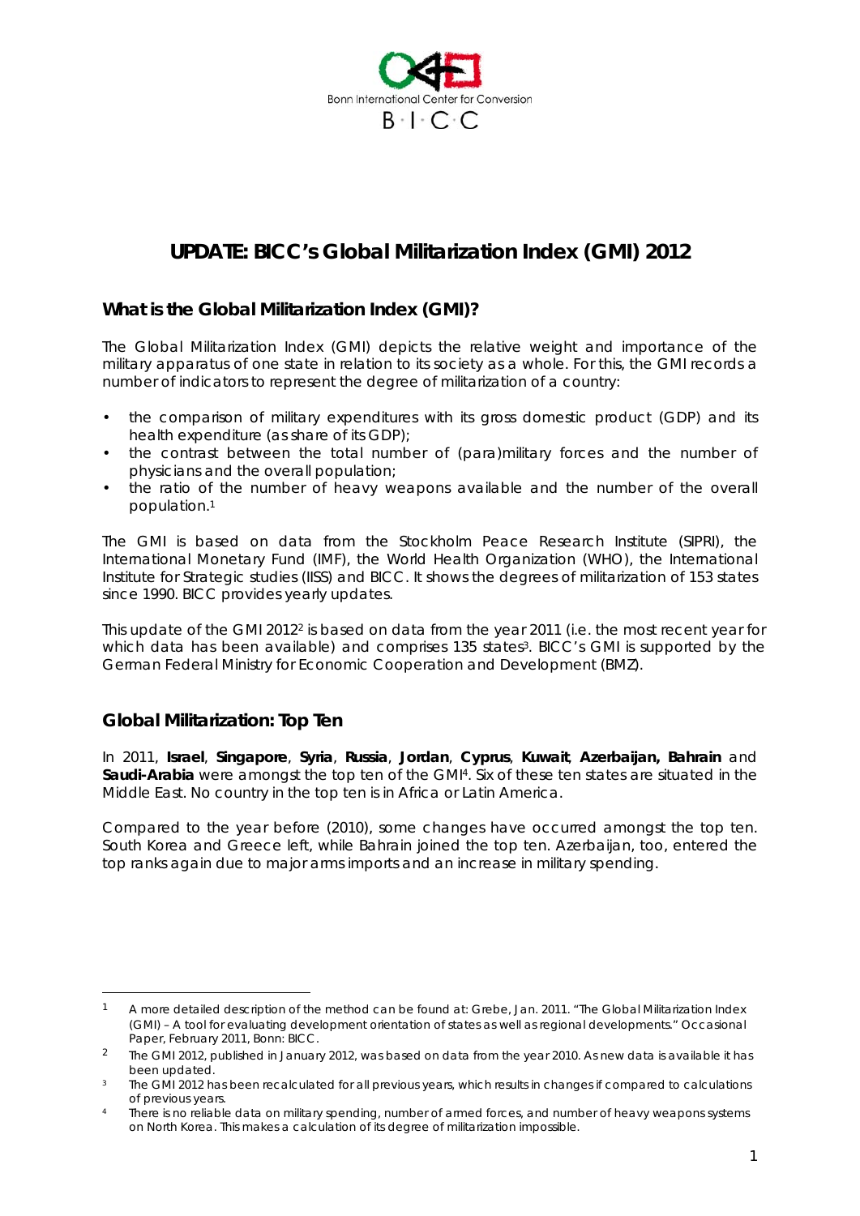Bonn International Center for Conversion

B·I·C·C

# UPDATE: BICC's Global Militarization Index (GMI) 2012

## What is the Global Militarization Index (GMI)?

The Global Militarization Index (GMI) depicts the relative weight and importance of the military apparatus of one state in relation to its society as a whole. For this, the GMI records a number of indicators to represent the degree of militarization of a country:

- the comparison of military expenditures with its gross domestic product (GDP) and its health expenditure (as share of its GDP);
- the contrast between the total number of (para)military forces and the number of physicians and the overall population;
- the ratio of the number of heavy weapons available and the number of the overall population.[1]

The GMI is based on data from the Stockholm Peace Research Institute (SIPRI), the International Monetary Fund (IMF), the World Health Organization (WHO), the International Institute for Strategic studies (IISS) and BICC. It shows the degrees of militarization of 153 states since 1990. BICC provides yearly updates.

This update of the GMI 2012[2] is based on data from the year 2011 (i.e. the most recent year for which data has been available) and comprises 135 states[3]. BICC's GMI is supported by the German Federal Ministry for Economic Cooperation and Development (BMZ).

## Global Militarization: Top Ten

In 2011, **Israel**, **Singapore**, **Syria**, **Russia**, **Jordan**, **Cyprus**, **Kuwait**, **Azerbaijan, Bahrain** and **Saudi-Arabia** were amongst the top ten of the GMI[4]. Six of these ten states are situated in the Middle East. No country in the top ten is in Africa or Latin America.

Compared to the year before (2010), some changes have occurred amongst the top ten. South Korea and Greece left, while Bahrain joined the top ten. Azerbaijan, too, entered the top ranks again due to major arms imports and an increase in military spending.

---

[1] A more detailed description of the method can be found at: Grebe, Jan. 2011. "The Global Militarization Index (GMI) – A tool for evaluating development orientation of states as well as regional developments." Occasional Paper, February 2011, Bonn: BICC.

[2] The GMI 2012, published in January 2012, was based on data from the year 2010. As new data is available it has been updated.

[3] The GMI 2012 has been recalculated for all previous years, which results in changes if compared to calculations of previous years.

[4] There is no reliable data on military spending, number of armed forces, and number of heavy weapons systems on North Korea. This makes a calculation of its degree of militarization impossible.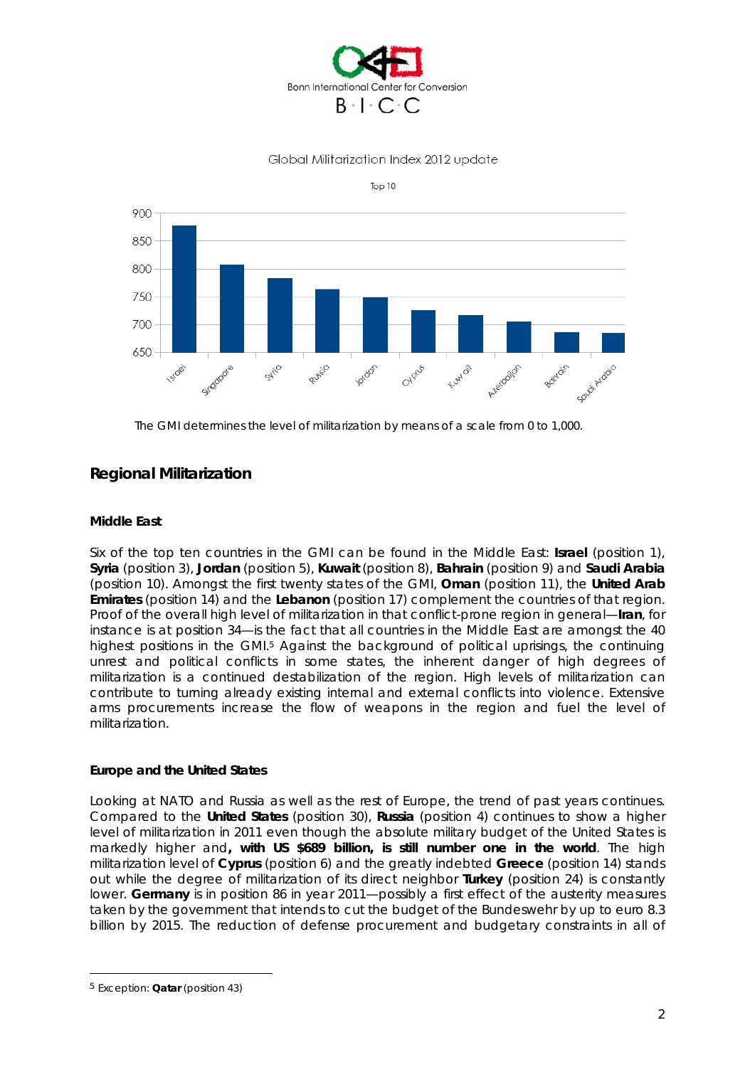Global Militarization Index 2012 update

Top 10

The GMI determines the level of militarization by means of a scale from 0 to 1,000.

## Regional Militarization

### Middle East

Six of the top ten countries in the GMI can be found in the Middle East: **Israel** (position 1), **Syria** (position 3), **Jordan** (position 5), **Kuwait** (position 8), **Bahrain** (position 9) and **Saudi Arabia** (position 10). Amongst the first twenty states of the GMI, **Oman** (position 11), the **United Arab Emirates** (position 14) and the **Lebanon** (position 17) complement the countries of that region. Proof of the overall high level of militarization in that conflict-prone region in general—**Iran**, for instance is at position 34—is the fact that all countries in the Middle East are amongst the 40 highest positions in the GMI.[5] Against the background of political uprisings, the continuing unrest and political conflicts in some states, the inherent danger of high degrees of militarization is a continued destabilization of the region. High levels of militarization can contribute to turning already existing internal and external conflicts into violence. Extensive arms procurements increase the flow of weapons in the region and fuel the level of militarization.

### Europe and the United States

Looking at NATO and Russia as well as the rest of Europe, the trend of past years continues. Compared to the **United States** (position 30), **Russia** (position 4) continues to show a higher level of militarization in 2011 even though the absolute military budget of the United States is markedly higher and**, with US $689 billion, is still number one in the world**. The high militarization level of **Cyprus** (position 6) and the greatly indebted **Greece** (position 14) stands out while the degree of militarization of its direct neighbor **Turkey** (position 24) is constantly lower. **Germany** is in position 86 in year 2011—possibly a first effect of the austerity measures taken by the government that intends to cut the budget of the Bundeswehr by up to euro 8.3 billion by 2015. The reduction of defense procurement and budgetary constraints in all of

[5] Exception: **Qatar** (position 43)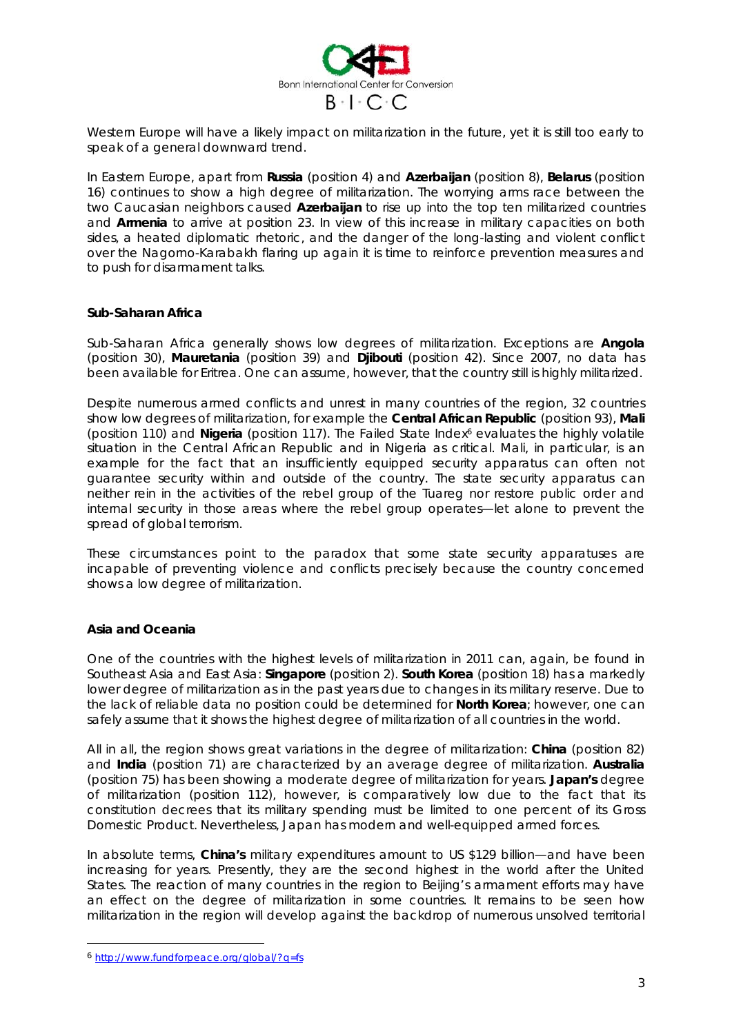Western Europe will have a likely impact on militarization in the future, yet it is still too early to speak of a general downward trend.

In Eastern Europe, apart from **Russia** (position 4) and **Azerbaijan** (position 8), **Belarus** (position 16) continues to show a high degree of militarization. The worrying arms race between the two Caucasian neighbors caused **Azerbaijan** to rise up into the top ten militarized countries and **Armenia** to arrive at position 23. In view of this increase in military capacities on both sides, a heated diplomatic rhetoric, and the danger of the long-lasting and violent conflict over the Nagorno-Karabakh flaring up again it is time to reinforce prevention measures and to push for disarmament talks.

### Sub-Saharan Africa

Sub-Saharan Africa generally shows low degrees of militarization. Exceptions are **Angola** (position 30), **Mauretania** (position 39) and **Djibouti** (position 42). Since 2007, no data has been available for Eritrea. One can assume, however, that the country still is highly militarized.

Despite numerous armed conflicts and unrest in many countries of the region, 32 countries show low degrees of militarization, for example the **Central African Republic** (position 93), **Mali** (position 110) and **Nigeria** (position 117). The Failed State Index[6] evaluates the highly volatile situation in the Central African Republic and in Nigeria as critical. Mali, in particular, is an example for the fact that an insufficiently equipped security apparatus can often not guarantee security within and outside of the country. The state security apparatus can neither rein in the activities of the rebel group of the Tuareg nor restore public order and internal security in those areas where the rebel group operates—let alone to prevent the spread of global terrorism.

These circumstances point to the paradox that some state security apparatuses are incapable of preventing violence and conflicts precisely because the country concerned shows a low degree of militarization.

### Asia and Oceania

One of the countries with the highest levels of militarization in 2011 can, again, be found in Southeast Asia and East Asia: **Singapore** (position 2). **South Korea** (position 18) has a markedly lower degree of militarization as in the past years due to changes in its military reserve. Due to the lack of reliable data no position could be determined for **North Korea**; however, one can safely assume that it shows the highest degree of militarization of all countries in the world.

All in all, the region shows great variations in the degree of militarization: **China** (position 82) and **India** (position 71) are characterized by an average degree of militarization. **Australia** (position 75) has been showing a moderate degree of militarization for years. **Japan's** degree of militarization (position 112), however, is comparatively low due to the fact that its constitution decrees that its military spending must be limited to one percent of its Gross Domestic Product. Nevertheless, Japan has modern and well-equipped armed forces.

In absolute terms, **China's** military expenditures amount to US $129 billion—and have been increasing for years. Presently, they are the second highest in the world after the United States. The reaction of many countries in the region to Beijing's armament efforts may have an effect on the degree of militarization in some countries. It remains to be seen how militarization in the region will develop against the backdrop of numerous unsolved territorial

---

[6] http://www.fundforpeace.org/global/?q=fs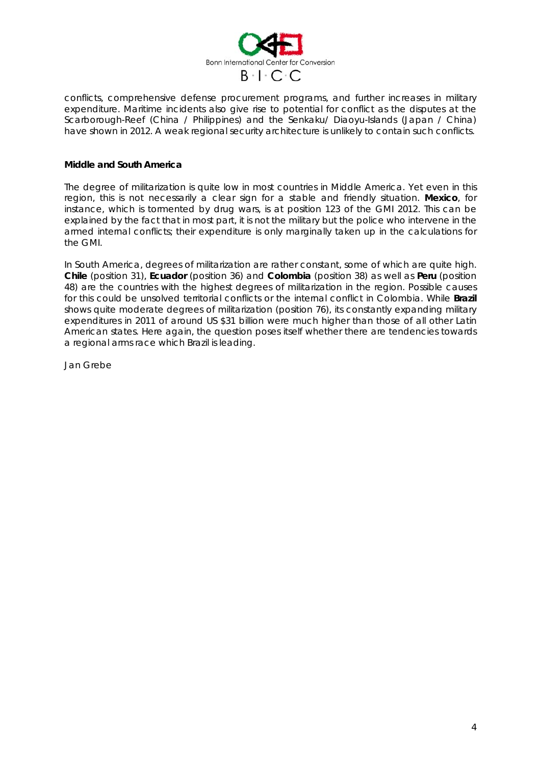conflicts, comprehensive defense procurement programs, and further increases in military expenditure. Maritime incidents also give rise to potential for conflict as the disputes at the Scarborough-Reef (China / Philippines) and the Senkaku/ Diaoyu-Islands (Japan / China) have shown in 2012. A weak regional security architecture is unlikely to contain such conflicts.

**Middle and South America**

The degree of militarization is quite low in most countries in Middle America. Yet even in this region, this is not necessarily a clear sign for a stable and friendly situation. **Mexico**, for instance, which is tormented by drug wars, is at position 123 of the GMI 2012. This can be explained by the fact that in most part, it is not the military but the police who intervene in the armed internal conflicts; their expenditure is only marginally taken up in the calculations for the GMI.

In South America, degrees of militarization are rather constant, some of which are quite high. **Chile** (position 31), **Ecuador** (position 36) and **Colombia** (position 38) as well as **Peru** (position 48) are the countries with the highest degrees of militarization in the region. Possible causes for this could be unsolved territorial conflicts or the internal conflict in Colombia. While **Brazil** shows quite moderate degrees of militarization (position 76), its constantly expanding military expenditures in 2011 of around US $31 billion were much higher than those of all other Latin American states. Here again, the question poses itself whether there are tendencies towards a regional arms race which Brazil is leading.

Jan Grebe